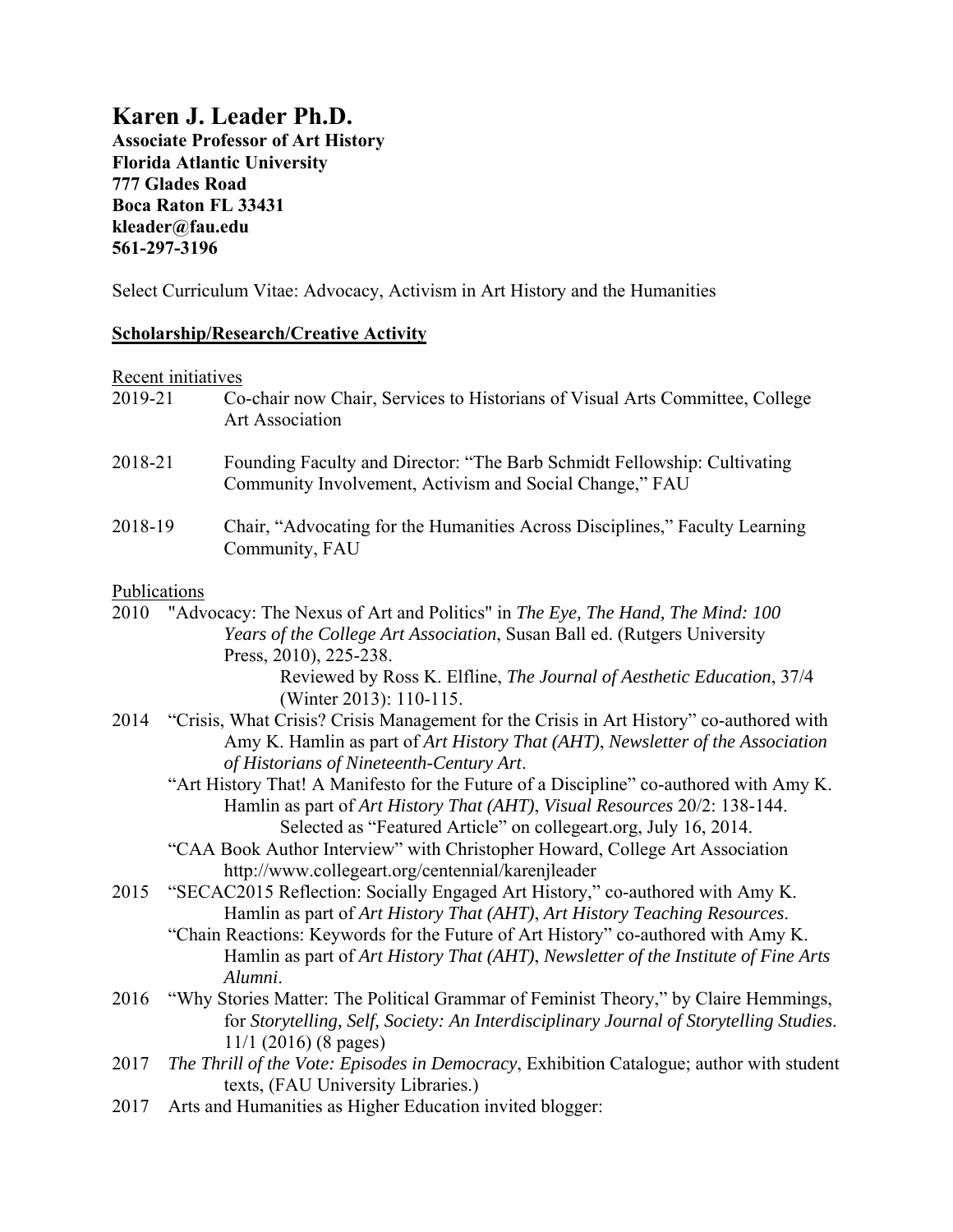# Karen J. Leader Ph.D.

**Associate Professor of Art History**
**Florida Atlantic University**
**777 Glades Road**
**Boca Raton FL 33431**
**kleader@fau.edu**
**561-297-3196**

Select Curriculum Vitae: Advocacy, Activism in Art History and the Humanities

## **Scholarship/Research/Creative Activity**

Recent initiatives

2019-21 Co-chair now Chair, Services to Historians of Visual Arts Committee, College Art Association

2018-21 Founding Faculty and Director: "The Barb Schmidt Fellowship: Cultivating Community Involvement, Activism and Social Change," FAU

2018-19 Chair, "Advocating for the Humanities Across Disciplines," Faculty Learning Community, FAU

Publications

2010 "Advocacy: The Nexus of Art and Politics" in *The Eye, The Hand, The Mind: 100 Years of the College Art Association*, Susan Ball ed. (Rutgers University Press, 2010), 225-238.
Reviewed by Ross K. Elfline, *The Journal of Aesthetic Education*, 37/4 (Winter 2013): 110-115.

2014 "Crisis, What Crisis? Crisis Management for the Crisis in Art History" co-authored with Amy K. Hamlin as part of *Art History That (AHT)*, *Newsletter of the Association of Historians of Nineteenth-Century Art*.
"Art History That! A Manifesto for the Future of a Discipline" co-authored with Amy K. Hamlin as part of *Art History That (AHT)*, *Visual Resources* 20/2: 138-144.
Selected as "Featured Article" on collegeart.org, July 16, 2014.
"CAA Book Author Interview" with Christopher Howard, College Art Association http://www.collegeart.org/centennial/karenjleader

2015 "SECAC2015 Reflection: Socially Engaged Art History," co-authored with Amy K. Hamlin as part of *Art History That (AHT)*, *Art History Teaching Resources*.
"Chain Reactions: Keywords for the Future of Art History" co-authored with Amy K. Hamlin as part of *Art History That (AHT)*, *Newsletter of the Institute of Fine Arts Alumni*.

2016 "Why Stories Matter: The Political Grammar of Feminist Theory," by Claire Hemmings, for *Storytelling, Self, Society: An Interdisciplinary Journal of Storytelling Studies*. 11/1 (2016) (8 pages)

2017 *The Thrill of the Vote: Episodes in Democracy*, Exhibition Catalogue; author with student texts, (FAU University Libraries.)

2017 Arts and Humanities as Higher Education invited blogger: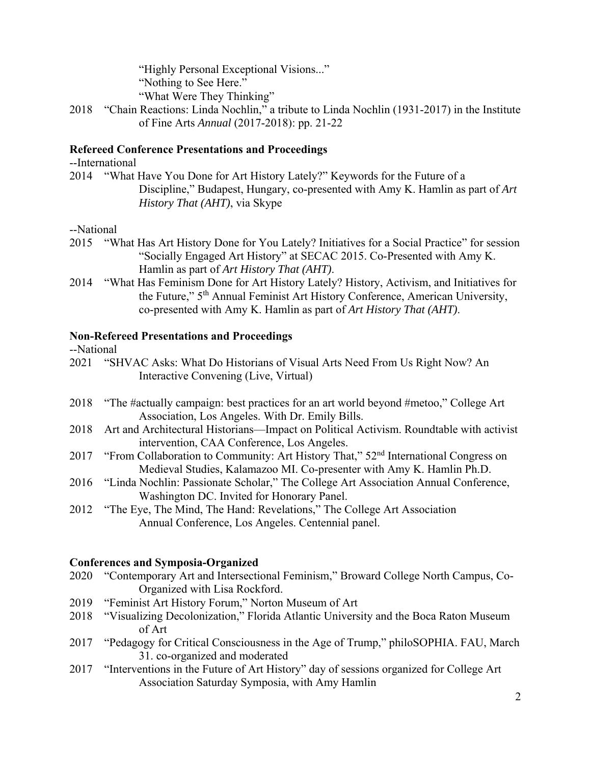"Highly Personal Exceptional Visions..."
"Nothing to See Here."
"What Were They Thinking"

2018 "Chain Reactions: Linda Nochlin," a tribute to Linda Nochlin (1931-2017) in the Institute of Fine Arts *Annual* (2017-2018): pp. 21-22

**Refereed Conference Presentations and Proceedings**

--International

2014 "What Have You Done for Art History Lately?" Keywords for the Future of a Discipline," Budapest, Hungary, co-presented with Amy K. Hamlin as part of *Art History That (AHT)*, via Skype

--National

2015 "What Has Art History Done for You Lately? Initiatives for a Social Practice" for session "Socially Engaged Art History" at SECAC 2015. Co-Presented with Amy K. Hamlin as part of *Art History That (AHT)*.

2014 "What Has Feminism Done for Art History Lately? History, Activism, and Initiatives for the Future," 5th Annual Feminist Art History Conference, American University, co-presented with Amy K. Hamlin as part of *Art History That (AHT)*.

**Non-Refereed Presentations and Proceedings**

--National

2021 "SHVAC Asks: What Do Historians of Visual Arts Need From Us Right Now? An Interactive Convening (Live, Virtual)

2018 "The #actually campaign: best practices for an art world beyond #metoo," College Art Association, Los Angeles. With Dr. Emily Bills.

2018 Art and Architectural Historians—Impact on Political Activism. Roundtable with activist intervention, CAA Conference, Los Angeles.

2017 "From Collaboration to Community: Art History That," 52nd International Congress on Medieval Studies, Kalamazoo MI. Co-presenter with Amy K. Hamlin Ph.D.

2016 "Linda Nochlin: Passionate Scholar," The College Art Association Annual Conference, Washington DC. Invited for Honorary Panel.

2012 "The Eye, The Mind, The Hand: Revelations," The College Art Association Annual Conference, Los Angeles. Centennial panel.

**Conferences and Symposia-Organized**

2020 "Contemporary Art and Intersectional Feminism," Broward College North Campus, Co-Organized with Lisa Rockford.

2019 "Feminist Art History Forum," Norton Museum of Art

2018 "Visualizing Decolonization," Florida Atlantic University and the Boca Raton Museum of Art

2017 "Pedagogy for Critical Consciousness in the Age of Trump," philoSOPHIA. FAU, March 31. co-organized and moderated

2017 "Interventions in the Future of Art History" day of sessions organized for College Art Association Saturday Symposia, with Amy Hamlin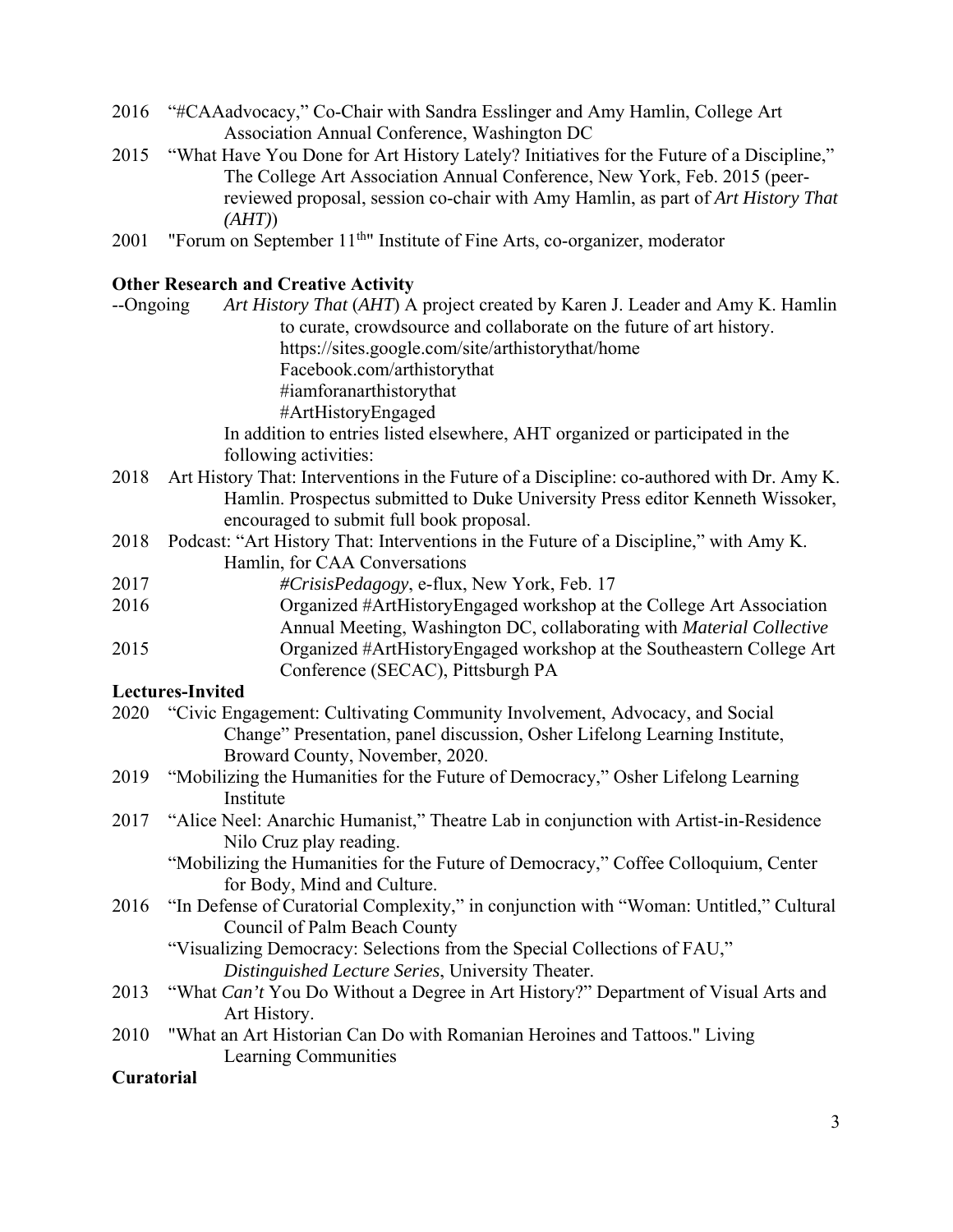2016 "#CAAadvocacy," Co-Chair with Sandra Esslinger and Amy Hamlin, College Art Association Annual Conference, Washington DC

2015 "What Have You Done for Art History Lately? Initiatives for the Future of a Discipline," The College Art Association Annual Conference, New York, Feb. 2015 (peer-reviewed proposal, session co-chair with Amy Hamlin, as part of *Art History That (AHT)*)

2001 "Forum on September 11th" Institute of Fine Arts, co-organizer, moderator

**Other Research and Creative Activity**

--Ongoing *Art History That* (*AHT*) A project created by Karen J. Leader and Amy K. Hamlin to curate, crowdsource and collaborate on the future of art history.
https://sites.google.com/site/arthistorythat/home
Facebook.com/arthistorythat
#iamforanarthistorythat
#ArtHistoryEngaged

In addition to entries listed elsewhere, AHT organized or participated in the following activities:

2018 Art History That: Interventions in the Future of a Discipline: co-authored with Dr. Amy K. Hamlin. Prospectus submitted to Duke University Press editor Kenneth Wissoker, encouraged to submit full book proposal.

2018 Podcast: "Art History That: Interventions in the Future of a Discipline," with Amy K. Hamlin, for CAA Conversations

2017 *#CrisisPedagogy*, e-flux, New York, Feb. 17

2016 Organized #ArtHistoryEngaged workshop at the College Art Association Annual Meeting, Washington DC, collaborating with *Material Collective*

2015 Organized #ArtHistoryEngaged workshop at the Southeastern College Art Conference (SECAC), Pittsburgh PA

**Lectures-Invited**

2020 "Civic Engagement: Cultivating Community Involvement, Advocacy, and Social Change" Presentation, panel discussion, Osher Lifelong Learning Institute, Broward County, November, 2020.

2019 "Mobilizing the Humanities for the Future of Democracy," Osher Lifelong Learning Institute

2017 "Alice Neel: Anarchic Humanist," Theatre Lab in conjunction with Artist-in-Residence Nilo Cruz play reading.

"Mobilizing the Humanities for the Future of Democracy," Coffee Colloquium, Center for Body, Mind and Culture.

2016 "In Defense of Curatorial Complexity," in conjunction with "Woman: Untitled," Cultural Council of Palm Beach County

"Visualizing Democracy: Selections from the Special Collections of FAU," *Distinguished Lecture Series*, University Theater.

2013 "What *Can't* You Do Without a Degree in Art History?" Department of Visual Arts and Art History.

2010 "What an Art Historian Can Do with Romanian Heroines and Tattoos." Living Learning Communities

**Curatorial**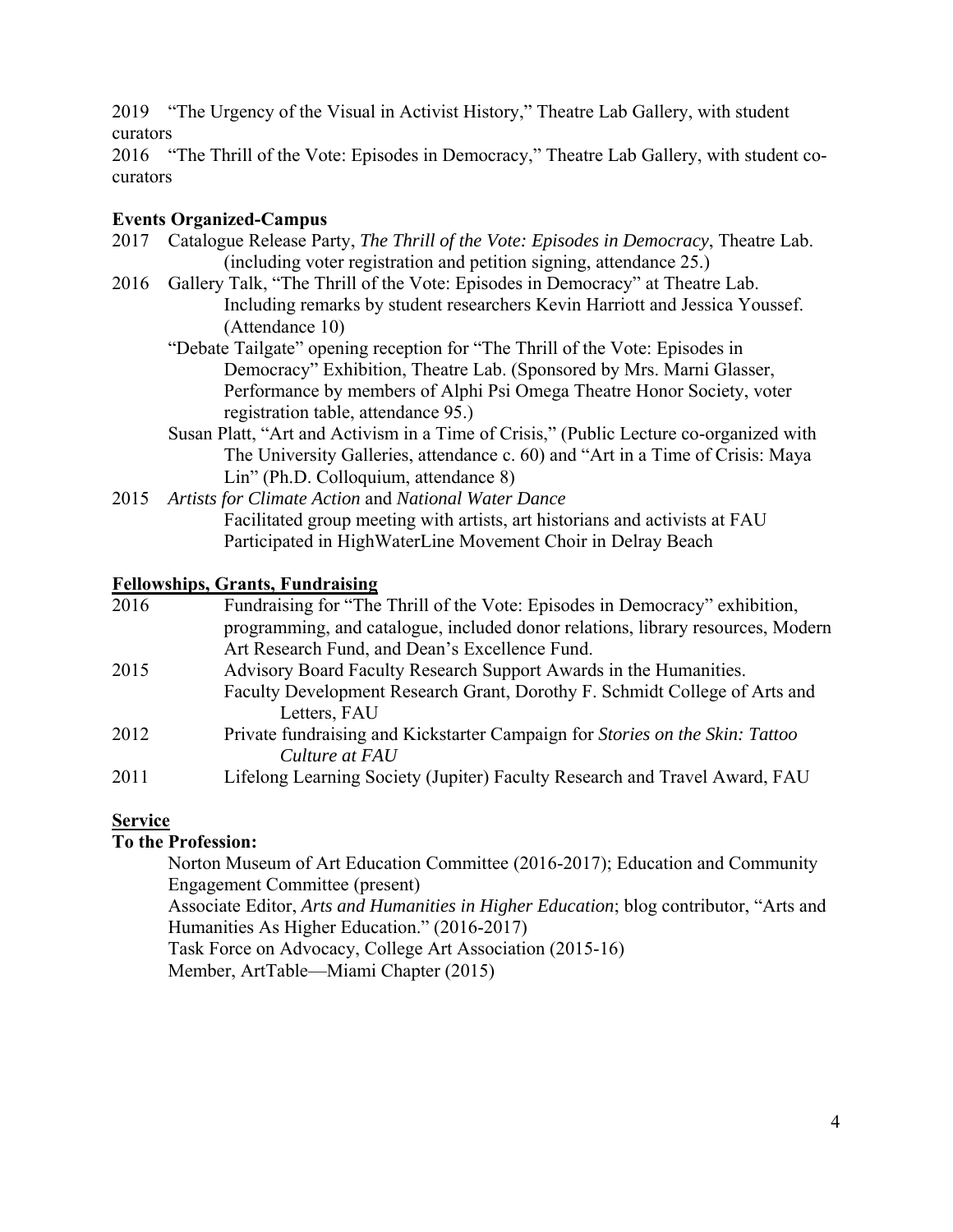2019 "The Urgency of the Visual in Activist History," Theatre Lab Gallery, with student curators

2016 "The Thrill of the Vote: Episodes in Democracy," Theatre Lab Gallery, with student co-curators

**Events Organized-Campus**

2017 Catalogue Release Party, *The Thrill of the Vote: Episodes in Democracy*, Theatre Lab. (including voter registration and petition signing, attendance 25.)

2016 Gallery Talk, "The Thrill of the Vote: Episodes in Democracy" at Theatre Lab. Including remarks by student researchers Kevin Harriott and Jessica Youssef. (Attendance 10)

"Debate Tailgate" opening reception for "The Thrill of the Vote: Episodes in Democracy" Exhibition, Theatre Lab. (Sponsored by Mrs. Marni Glasser, Performance by members of Alphi Psi Omega Theatre Honor Society, voter registration table, attendance 95.)

Susan Platt, "Art and Activism in a Time of Crisis," (Public Lecture co-organized with The University Galleries, attendance c. 60) and "Art in a Time of Crisis: Maya Lin" (Ph.D. Colloquium, attendance 8)

2015 *Artists for Climate Action* and *National Water Dance*

Facilitated group meeting with artists, art historians and activists at FAU

Participated in HighWaterLine Movement Choir in Delray Beach

**Fellowships, Grants, Fundraising**

2016 Fundraising for "The Thrill of the Vote: Episodes in Democracy" exhibition, programming, and catalogue, included donor relations, library resources, Modern Art Research Fund, and Dean's Excellence Fund.

2015 Advisory Board Faculty Research Support Awards in the Humanities.

Faculty Development Research Grant, Dorothy F. Schmidt College of Arts and Letters, FAU

2012 Private fundraising and Kickstarter Campaign for *Stories on the Skin: Tattoo Culture at FAU*

2011 Lifelong Learning Society (Jupiter) Faculty Research and Travel Award, FAU

**Service**

**To the Profession:**

Norton Museum of Art Education Committee (2016-2017); Education and Community Engagement Committee (present)

Associate Editor, *Arts and Humanities in Higher Education*; blog contributor, "Arts and Humanities As Higher Education." (2016-2017)

Task Force on Advocacy, College Art Association (2015-16)

Member, ArtTable—Miami Chapter (2015)